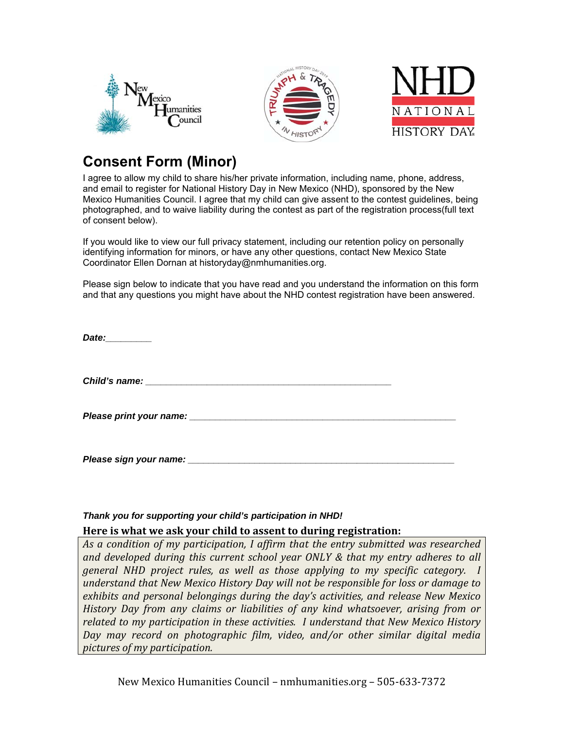# Consent Form (Minor)

I agree to allow my child to share his/her private information, including name, phone, address, and email to register for National History Day in New Mexico (NHD), sponsored by the New Mexico Humanities Council. I agree that my child can give assent to the contest guidelines, being photographed, and to waive liability during the contest as part of the registration process(full text of consent below).

If you would like to view our full privacy statement, including our retention policy on personally identifying information for minors, or have any other questions, contact New Mexico State Coordinator Ellen Dornan at historyday@nmhumanities.org.

Please sign below to indicate that you have read and you understand the information on this form and that any questions you might have about the NHD contest registration have been answered.

***Date:*** _________

***Child's name:*** ______________________________________________

***Please print your name:*** ______________________________________________

***Please sign your name:*** ______________________________________________

***Thank you for supporting your child's participation in NHD!***

**Here is what we ask your child to assent to during registration:**

*As a condition of my participation, I affirm that the entry submitted was researched and developed during this current school year ONLY & that my entry adheres to all general NHD project rules, as well as those applying to my specific category. I understand that New Mexico History Day will not be responsible for loss or damage to exhibits and personal belongings during the day's activities, and release New Mexico History Day from any claims or liabilities of any kind whatsoever, arising from or related to my participation in these activities. I understand that New Mexico History Day may record on photographic film, video, and/or other similar digital media pictures of my participation.*

New Mexico Humanities Council – nmhumanities.org – 505-633-7372